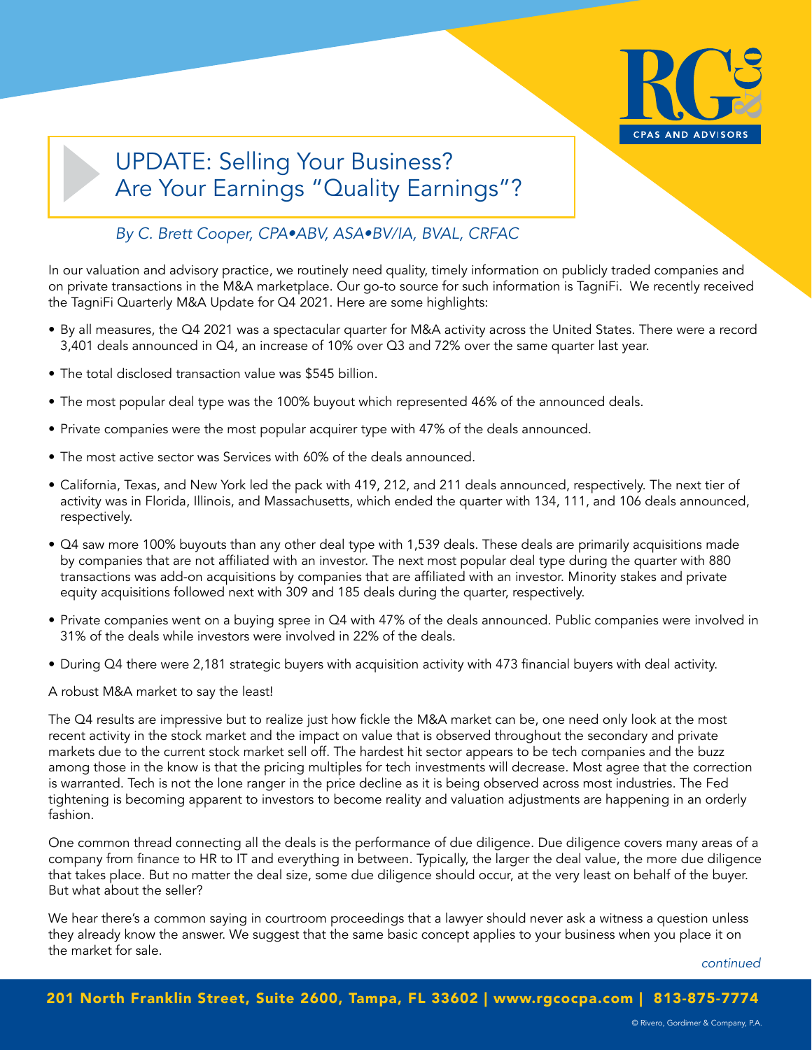# UPDATE: Selling Your Business? Are Your Earnings "Quality Earnings"?

*By C. Brett Cooper, CPA•ABV, ASA•BV/IA, BVAL, CRFAC*

In our valuation and advisory practice, we routinely need quality, timely information on publicly traded companies and on private transactions in the M&A marketplace. Our go-to source for such information is TagniFi. We recently received the TagniFi Quarterly M&A Update for Q4 2021. Here are some highlights:

- By all measures, the Q4 2021 was a spectacular quarter for M&A activity across the United States. There were a record 3,401 deals announced in Q4, an increase of 10% over Q3 and 72% over the same quarter last year.
- The total disclosed transaction value was $545 billion.
- The most popular deal type was the 100% buyout which represented 46% of the announced deals.
- Private companies were the most popular acquirer type with 47% of the deals announced.
- The most active sector was Services with 60% of the deals announced.
- California, Texas, and New York led the pack with 419, 212, and 211 deals announced, respectively. The next tier of activity was in Florida, Illinois, and Massachusetts, which ended the quarter with 134, 111, and 106 deals announced, respectively.
- Q4 saw more 100% buyouts than any other deal type with 1,539 deals. These deals are primarily acquisitions made by companies that are not affiliated with an investor. The next most popular deal type during the quarter with 880 transactions was add-on acquisitions by companies that are affiliated with an investor. Minority stakes and private equity acquisitions followed next with 309 and 185 deals during the quarter, respectively.
- Private companies went on a buying spree in Q4 with 47% of the deals announced. Public companies were involved in 31% of the deals while investors were involved in 22% of the deals.
- During Q4 there were 2,181 strategic buyers with acquisition activity with 473 financial buyers with deal activity.

A robust M&A market to say the least!

The Q4 results are impressive but to realize just how fickle the M&A market can be, one need only look at the most recent activity in the stock market and the impact on value that is observed throughout the secondary and private markets due to the current stock market sell off. The hardest hit sector appears to be tech companies and the buzz among those in the know is that the pricing multiples for tech investments will decrease. Most agree that the correction is warranted. Tech is not the lone ranger in the price decline as it is being observed across most industries. The Fed tightening is becoming apparent to investors to become reality and valuation adjustments are happening in an orderly fashion.

One common thread connecting all the deals is the performance of due diligence. Due diligence covers many areas of a company from finance to HR to IT and everything in between. Typically, the larger the deal value, the more due diligence that takes place. But no matter the deal size, some due diligence should occur, at the very least on behalf of the buyer. But what about the seller?

We hear there's a common saying in courtroom proceedings that a lawyer should never ask a witness a question unless they already know the answer. We suggest that the same basic concept applies to your business when you place it on the market for sale.

*continued*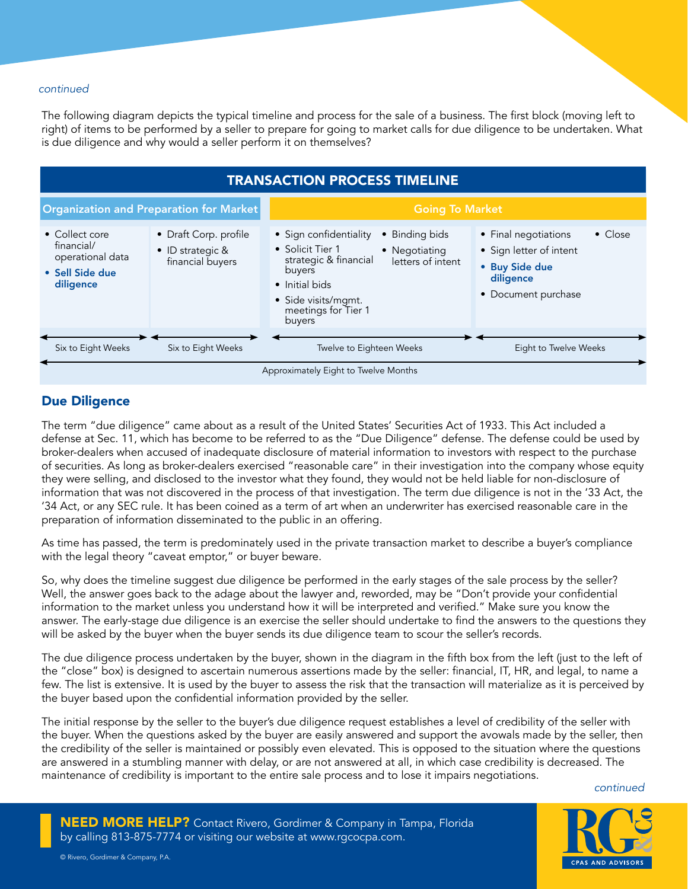*continued*

The following diagram depicts the typical timeline and process for the sale of a business. The first block (moving left to right) of items to be performed by a seller to prepare for going to market calls for due diligence to be undertaken. What is due diligence and why would a seller perform it on themselves?

**TRANSACTION PROCESS TIMELINE**

| Organization and Preparation for Market | | Going To Market | |
|---|---|---|---|
| • Collect core financial/ operational data<br>• **Sell Side due diligence** | • Draft Corp. profile<br>• ID strategic & financial buyers | • Sign confidentiality<br>• Solicit Tier 1 strategic & financial buyers<br>• Initial bids<br>• Side visits/mgmt. meetings for Tier 1 buyers<br>• Binding bids<br>• Negotiating letters of intent | • Final negotiations<br>• Sign letter of intent<br>• **Buy Side due diligence**<br>• Document purchase<br>• Close |
| Six to Eight Weeks | Six to Eight Weeks | Twelve to Eighteen Weeks | Eight to Twelve Weeks |
| Approximately Eight to Twelve Months | | | |

## Due Diligence

The term "due diligence" came about as a result of the United States' Securities Act of 1933. This Act included a defense at Sec. 11, which has become to be referred to as the "Due Diligence" defense. The defense could be used by broker-dealers when accused of inadequate disclosure of material information to investors with respect to the purchase of securities. As long as broker-dealers exercised "reasonable care" in their investigation into the company whose equity they were selling, and disclosed to the investor what they found, they would not be held liable for non-disclosure of information that was not discovered in the process of that investigation. The term due diligence is not in the '33 Act, the '34 Act, or any SEC rule. It has been coined as a term of art when an underwriter has exercised reasonable care in the preparation of information disseminated to the public in an offering.

As time has passed, the term is predominately used in the private transaction market to describe a buyer's compliance with the legal theory "caveat emptor," or buyer beware.

So, why does the timeline suggest due diligence be performed in the early stages of the sale process by the seller? Well, the answer goes back to the adage about the lawyer and, reworded, may be "Don't provide your confidential information to the market unless you understand how it will be interpreted and verified." Make sure you know the answer. The early-stage due diligence is an exercise the seller should undertake to find the answers to the questions they will be asked by the buyer when the buyer sends its due diligence team to scour the seller's records.

The due diligence process undertaken by the buyer, shown in the diagram in the fifth box from the left (just to the left of the "close" box) is designed to ascertain numerous assertions made by the seller: financial, IT, HR, and legal, to name a few. The list is extensive. It is used by the buyer to assess the risk that the transaction will materialize as it is perceived by the buyer based upon the confidential information provided by the seller.

The initial response by the seller to the buyer's due diligence request establishes a level of credibility of the seller with the buyer. When the questions asked by the buyer are easily answered and support the avowals made by the seller, then the credibility of the seller is maintained or possibly even elevated. This is opposed to the situation where the questions are answered in a stumbling manner with delay, or are not answered at all, in which case credibility is decreased. The maintenance of credibility is important to the entire sale process and to lose it impairs negotiations.

*continued*

**NEED MORE HELP?** Contact Rivero, Gordimer & Company in Tampa, Florida by calling 813-875-7774 or visiting our website at www.rgcocpa.com.

© Rivero, Gordimer & Company, P.A.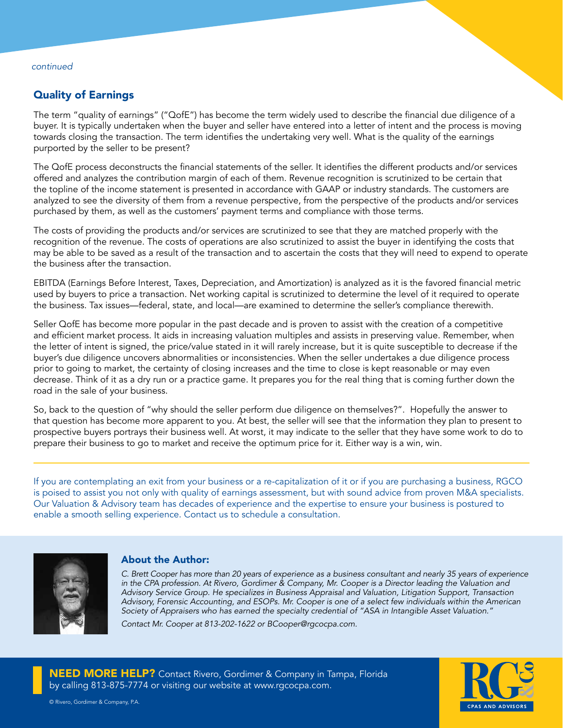*continued*

## Quality of Earnings

The term "quality of earnings" ("QofE") has become the term widely used to describe the financial due diligence of a buyer. It is typically undertaken when the buyer and seller have entered into a letter of intent and the process is moving towards closing the transaction. The term identifies the undertaking very well. What is the quality of the earnings purported by the seller to be present?

The QofE process deconstructs the financial statements of the seller. It identifies the different products and/or services offered and analyzes the contribution margin of each of them. Revenue recognition is scrutinized to be certain that the topline of the income statement is presented in accordance with GAAP or industry standards. The customers are analyzed to see the diversity of them from a revenue perspective, from the perspective of the products and/or services purchased by them, as well as the customers' payment terms and compliance with those terms.

The costs of providing the products and/or services are scrutinized to see that they are matched properly with the recognition of the revenue. The costs of operations are also scrutinized to assist the buyer in identifying the costs that may be able to be saved as a result of the transaction and to ascertain the costs that they will need to expend to operate the business after the transaction.

EBITDA (Earnings Before Interest, Taxes, Depreciation, and Amortization) is analyzed as it is the favored financial metric used by buyers to price a transaction. Net working capital is scrutinized to determine the level of it required to operate the business. Tax issues—federal, state, and local—are examined to determine the seller's compliance therewith.

Seller QofE has become more popular in the past decade and is proven to assist with the creation of a competitive and efficient market process. It aids in increasing valuation multiples and assists in preserving value. Remember, when the letter of intent is signed, the price/value stated in it will rarely increase, but it is quite susceptible to decrease if the buyer's due diligence uncovers abnormalities or inconsistencies. When the seller undertakes a due diligence process prior to going to market, the certainty of closing increases and the time to close is kept reasonable or may even decrease. Think of it as a dry run or a practice game. It prepares you for the real thing that is coming further down the road in the sale of your business.

So, back to the question of "why should the seller perform due diligence on themselves?". Hopefully the answer to that question has become more apparent to you. At best, the seller will see that the information they plan to present to prospective buyers portrays their business well. At worst, it may indicate to the seller that they have some work to do to prepare their business to go to market and receive the optimum price for it. Either way is a win, win.

---

If you are contemplating an exit from your business or a re-capitalization of it or if you are purchasing a business, RGCO is poised to assist you not only with quality of earnings assessment, but with sound advice from proven M&A specialists. Our Valuation & Advisory team has decades of experience and the expertise to ensure your business is postured to enable a smooth selling experience. Contact us to schedule a consultation.

### About the Author:

*C. Brett Cooper has more than 20 years of experience as a business consultant and nearly 35 years of experience in the CPA profession. At Rivero, Gordimer & Company, Mr. Cooper is a Director leading the Valuation and Advisory Service Group. He specializes in Business Appraisal and Valuation, Litigation Support, Transaction Advisory, Forensic Accounting, and ESOPs. Mr. Cooper is one of a select few individuals within the American Society of Appraisers who has earned the specialty credential of "ASA in Intangible Asset Valuation."*

*Contact Mr. Cooper at 813-202-1622 or BCooper@rgcocpa.com.*

**NEED MORE HELP?** Contact Rivero, Gordimer & Company in Tampa, Florida by calling 813-875-7774 or visiting our website at www.rgcocpa.com.

© Rivero, Gordimer & Company, P.A.

RG&Co CPAS AND ADVISORS